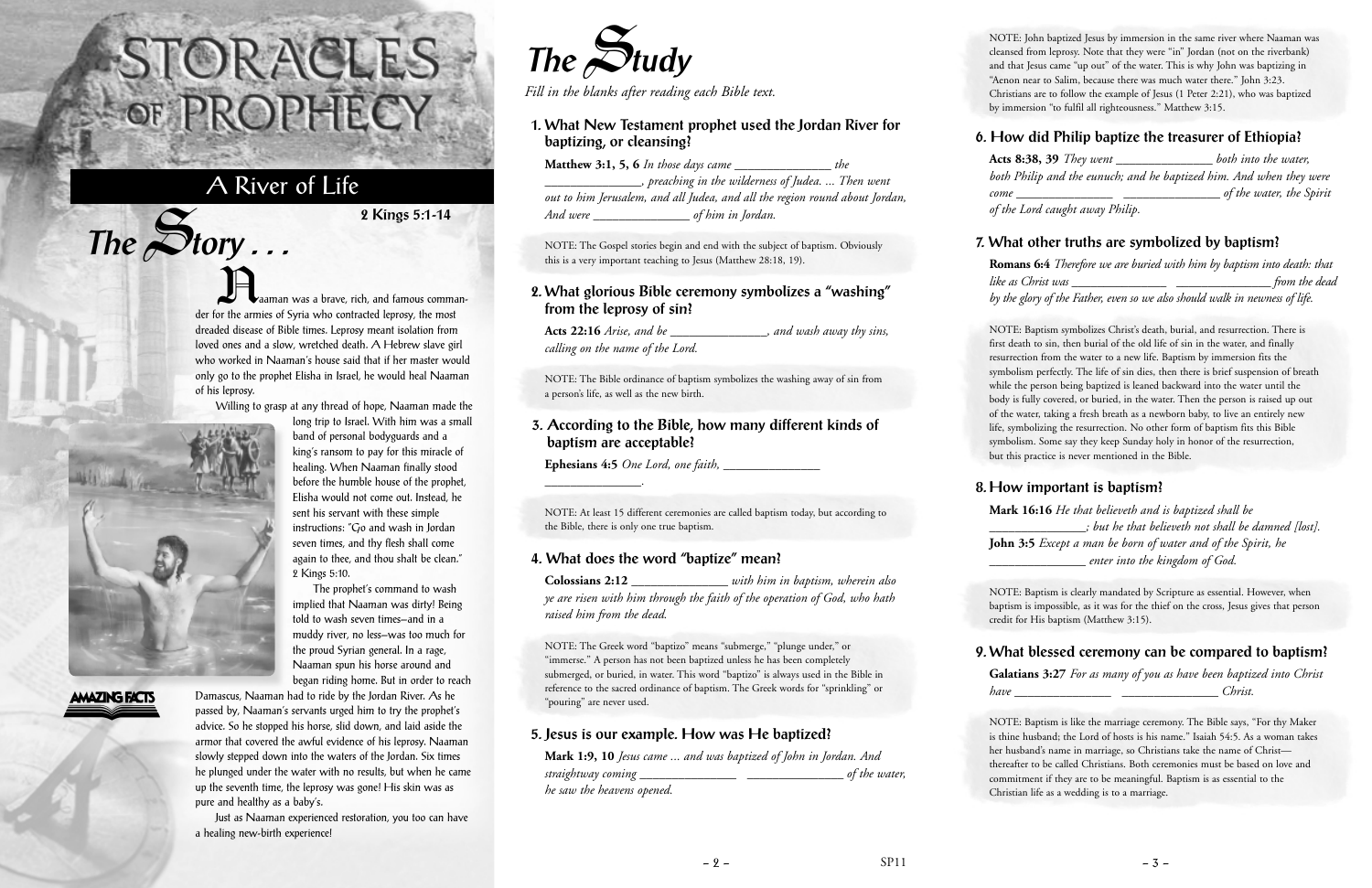# STORACLES OF PROPHECY

## A River of Life

**2 Kings 5:1-14**

## The Story . . .

Naaman was a brave, rich, and famous commander for the armies of Syria who contracted leprosy, the most dreaded disease of Bible times. Leprosy meant isolation from loved ones and a slow, wretched death. A Hebrew slave girl who worked in Naaman's house said that if her master would only go to the prophet Elisha in Israel, he would heal Naaman of his leprosy.

Willing to grasp at any thread of hope, Naaman made the long trip to Israel. With him was a small band of personal bodyguards and a king's ransom to pay for this miracle of healing. When Naaman finally stood before the humble house of the prophet, Elisha would not come out. Instead, he sent his servant with these simple instructions: "Go and wash in Jordan seven times, and thy flesh shall come again to thee, and thou shalt be clean." 2 Kings 5:10.

The prophet's command to wash implied that Naaman was dirty! Being told to wash seven times–and in a muddy river, no less–was too much for the proud Syrian general. In a rage, Naaman spun his horse around and began riding home. But in order to reach Damascus, Naaman had to ride by the Jordan River. As he passed by, Naaman's servants urged him to try the prophet's advice. So he stopped his horse, slid down, and laid aside the armor that covered the awful evidence of his leprosy. Naaman slowly stepped down into the waters of the Jordan. Six times he plunged under the water with no results, but when he came up the seventh time, the leprosy was gone! His skin was as pure and healthy as a baby's.

Just as Naaman experienced restoration, you too can have a healing new-birth experience!

AMAZING FACTS

## The Study

*Fill in the blanks after reading each Bible text.*

### 1. What New Testament prophet used the Jordan River for baptizing, or cleansing?

**Matthew 3:1, 5, 6** *In those days came _______________ the _______________, preaching in the wilderness of Judea. ... Then went out to him Jerusalem, and all Judea, and all the region round about Jordan, And were _______________ of him in Jordan.*

NOTE: The Gospel stories begin and end with the subject of baptism. Obviously this is a very important teaching to Jesus (Matthew 28:18, 19).

### 2. What glorious Bible ceremony symbolizes a "washing" from the leprosy of sin?

**Acts 22:16** *Arise, and be _______________, and wash away thy sins, calling on the name of the Lord.*

NOTE: The Bible ordinance of baptism symbolizes the washing away of sin from a person's life, as well as the new birth.

### 3. According to the Bible, how many different kinds of baptism are acceptable?

**Ephesians 4:5** *One Lord, one faith, _______________ _______________.*

NOTE: At least 15 different ceremonies are called baptism today, but according to the Bible, there is only one true baptism.

### 4. What does the word "baptize" mean?

**Colossians 2:12** _______________ *with him in baptism, wherein also ye are risen with him through the faith of the operation of God, who hath raised him from the dead.*

NOTE: The Greek word "baptizo" means "submerge," "plunge under," or "immerse." A person has not been baptized unless he has been completely submerged, or buried, in water. This word "baptizo" is always used in the Bible in reference to the sacred ordinance of baptism. The Greek words for "sprinkling" or "pouring" are never used.

### 5. Jesus is our example. How was He baptized?

**Mark 1:9, 10** *Jesus came ... and was baptized of John in Jordan. And straightway coming _______________ _______________ of the water, he saw the heavens opened.*

NOTE: John baptized Jesus by immersion in the same river where Naaman was cleansed from leprosy. Note that they were "in" Jordan (not on the riverbank) and that Jesus came "up out" of the water. This is why John was baptizing in "Aenon near to Salim, because there was much water there." John 3:23. Christians are to follow the example of Jesus (1 Peter 2:21), who was baptized by immersion "to fulfil all righteousness." Matthew 3:15.

### 6. How did Philip baptize the treasurer of Ethiopia?

**Acts 8:38, 39** *They went _______________ both into the water, both Philip and the eunuch; and he baptized him. And when they were come _______________ _______________ of the water, the Spirit of the Lord caught away Philip.*

### 7. What other truths are symbolized by baptism?

**Romans 6:4** *Therefore we are buried with him by baptism into death: that like as Christ was _______________ _______________ from the dead by the glory of the Father, even so we also should walk in newness of life.*

NOTE: Baptism symbolizes Christ's death, burial, and resurrection. There is first death to sin, then burial of the old life of sin in the water, and finally resurrection from the water to a new life. Baptism by immersion fits the symbolism perfectly. The life of sin dies, then there is brief suspension of breath while the person being baptized is leaned backward into the water until the body is fully covered, or buried, in the water. Then the person is raised up out of the water, taking a fresh breath as a newborn baby, to live an entirely new life, symbolizing the resurrection. No other form of baptism fits this Bible symbolism. Some say they keep Sunday holy in honor of the resurrection, but this practice is never mentioned in the Bible.

### 8. How important is baptism?

**Mark 16:16** *He that believeth and is baptized shall be _______________; but he that believeth not shall be damned [lost].*
**John 3:5** *Except a man be born of water and of the Spirit, he _______________ enter into the kingdom of God.*

NOTE: Baptism is clearly mandated by Scripture as essential. However, when baptism is impossible, as it was for the thief on the cross, Jesus gives that person credit for His baptism (Matthew 3:15).

### 9. What blessed ceremony can be compared to baptism?

**Galatians 3:27** *For as many of you as have been baptized into Christ have _______________ _______________ Christ.*

NOTE: Baptism is like the marriage ceremony. The Bible says, "For thy Maker is thine husband; the Lord of hosts is his name." Isaiah 54:5. As a woman takes her husband's name in marriage, so Christians take the name of Christ—thereafter to be called Christians. Both ceremonies must be based on love and commitment if they are to be meaningful. Baptism is as essential to the Christian life as a wedding is to a marriage.

SP11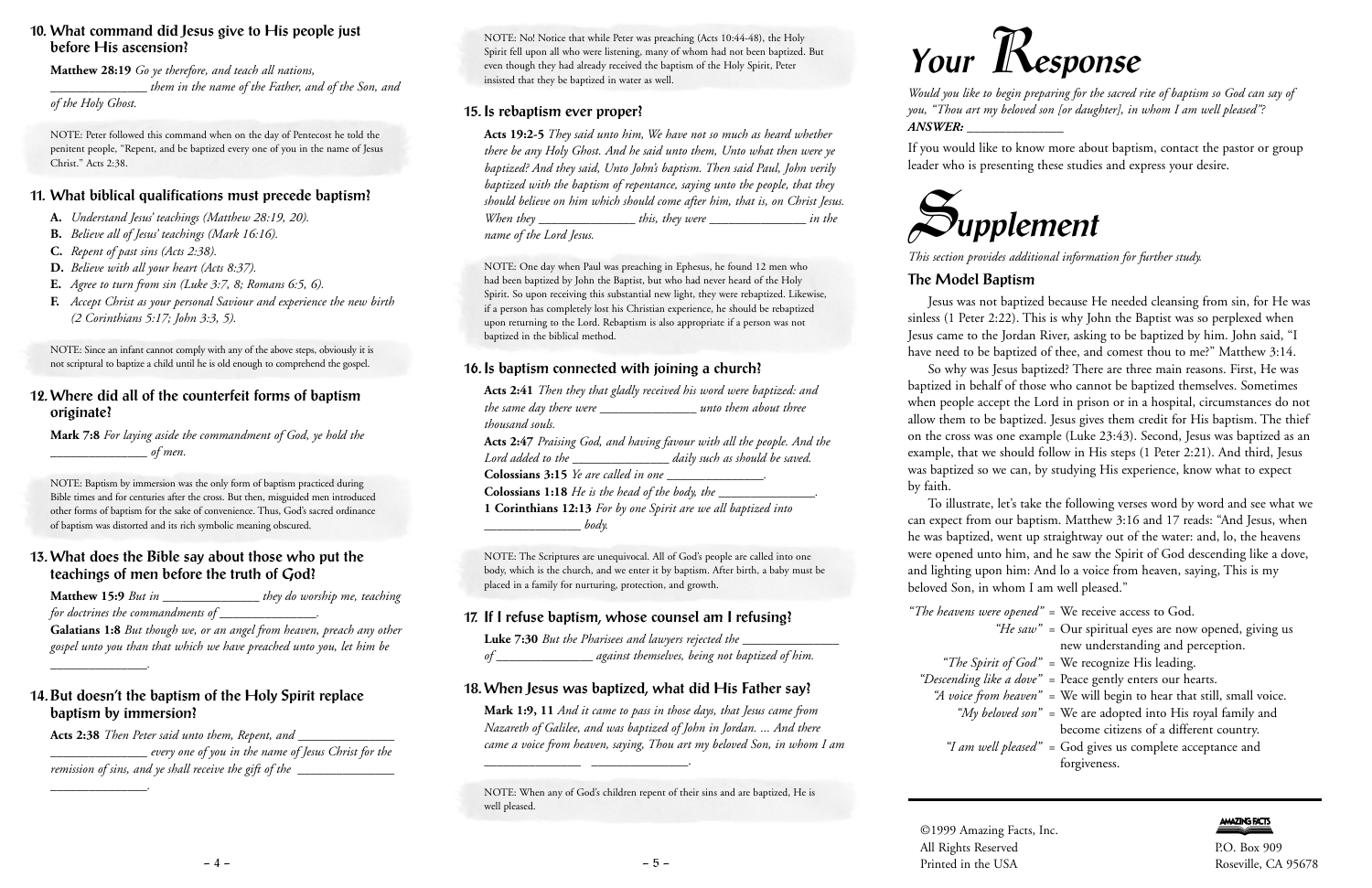## 10. What command did Jesus give to His people just before His ascension?

**Matthew 28:19** *Go ye therefore, and teach all nations, _______________ them in the name of the Father, and of the Son, and of the Holy Ghost.*

NOTE: Peter followed this command when on the day of Pentecost he told the penitent people, "Repent, and be baptized every one of you in the name of Jesus Christ." Acts 2:38.

## 11. What biblical qualifications must precede baptism?

- **A.** *Understand Jesus' teachings (Matthew 28:19, 20).*
- **B.** *Believe all of Jesus' teachings (Mark 16:16).*
- **C.** *Repent of past sins (Acts 2:38).*
- **D.** *Believe with all your heart (Acts 8:37).*
- **E.** *Agree to turn from sin (Luke 3:7, 8; Romans 6:5, 6).*
- **F.** *Accept Christ as your personal Saviour and experience the new birth (2 Corinthians 5:17; John 3:3, 5).*

NOTE: Since an infant cannot comply with any of the above steps, obviously it is not scriptural to baptize a child until he is old enough to comprehend the gospel.

## 12. Where did all of the counterfeit forms of baptism originate?

**Mark 7:8** *For laying aside the commandment of God, ye hold the _______________ of men.*

NOTE: Baptism by immersion was the only form of baptism practiced during Bible times and for centuries after the cross. But then, misguided men introduced other forms of baptism for the sake of convenience. Thus, God's sacred ordinance of baptism was distorted and its rich symbolic meaning obscured.

## 13. What does the Bible say about those who put the teachings of men before the truth of God?

**Matthew 15:9** *But in _______________ they do worship me, teaching for doctrines the commandments of _______________.*

**Galatians 1:8** *But though we, or an angel from heaven, preach any other gospel unto you than that which we have preached unto you, let him be _______________.*

## 14. But doesn't the baptism of the Holy Spirit replace baptism by immersion?

**Acts 2:38** *Then Peter said unto them, Repent, and _______________ _______________ every one of you in the name of Jesus Christ for the remission of sins, and ye shall receive the gift of the _______________ _______________.*

NOTE: No! Notice that while Peter was preaching (Acts 10:44-48), the Holy Spirit fell upon all who were listening, many of whom had not been baptized. But even though they had already received the baptism of the Holy Spirit, Peter insisted that they be baptized in water as well.

## 15. Is rebaptism ever proper?

**Acts 19:2-5** *They said unto him, We have not so much as heard whether there be any Holy Ghost. And he said unto them, Unto what then were ye baptized? And they said, Unto John's baptism. Then said Paul, John verily baptized with the baptism of repentance, saying unto the people, that they should believe on him which should come after him, that is, on Christ Jesus. When they _______________ this, they were _______________ in the name of the Lord Jesus.*

NOTE: One day when Paul was preaching in Ephesus, he found 12 men who had been baptized by John the Baptist, but who had never heard of the Holy Spirit. So upon receiving this substantial new light, they were rebaptized. Likewise, if a person has completely lost his Christian experience, he should be rebaptized upon returning to the Lord. Rebaptism is also appropriate if a person was not baptized in the biblical method.

## 16. Is baptism connected with joining a church?

**Acts 2:41** *Then they that gladly received his word were baptized: and the same day there were _______________ unto them about three thousand souls.*

**Acts 2:47** *Praising God, and having favour with all the people. And the Lord added to the _______________ daily such as should be saved.*

**Colossians 3:15** *Ye are called in one _______________.*

**Colossians 1:18** *He is the head of the body, the _______________.*

**1 Corinthians 12:13** *For by one Spirit are we all baptized into _______________ body.*

NOTE: The Scriptures are unequivocal. All of God's people are called into one body, which is the church, and we enter it by baptism. After birth, a baby must be placed in a family for nurturing, protection, and growth.

## 17. If I refuse baptism, whose counsel am I refusing?

**Luke 7:30** *But the Pharisees and lawyers rejected the _______________ of _______________ against themselves, being not baptized of him.*

## 18. When Jesus was baptized, what did His Father say?

**Mark 1:9, 11** *And it came to pass in those days, that Jesus came from Nazareth of Galilee, and was baptized of John in Jordan. ... And there came a voice from heaven, saying, Thou art my beloved Son, in whom I am _______________ _______________.*

NOTE: When any of God's children repent of their sins and are baptized, He is well pleased.

# Your Response

*Would you like to begin preparing for the sacred rite of baptism so God can say of you, "Thou art my beloved son [or daughter], in whom I am well pleased"?*
***ANSWER:*** _______________

If you would like to know more about baptism, contact the pastor or group leader who is presenting these studies and express your desire.

# Supplement

*This section provides additional information for further study.*

## The Model Baptism

Jesus was not baptized because He needed cleansing from sin, for He was sinless (1 Peter 2:22). This is why John the Baptist was so perplexed when Jesus came to the Jordan River, asking to be baptized by him. John said, "I have need to be baptized of thee, and comest thou to me?" Matthew 3:14.

So why was Jesus baptized? There are three main reasons. First, He was baptized in behalf of those who cannot be baptized themselves. Sometimes when people accept the Lord in prison or in a hospital, circumstances do not allow them to be baptized. Jesus gives them credit for His baptism. The thief on the cross was one example (Luke 23:43). Second, Jesus was baptized as an example, that we should follow in His steps (1 Peter 2:21). And third, Jesus was baptized so we can, by studying His experience, know what to expect by faith.

To illustrate, let's take the following verses word by word and see what we can expect from our baptism. Matthew 3:16 and 17 reads: "And Jesus, when he was baptized, went up straightway out of the water: and, lo, the heavens were opened unto him, and he saw the Spirit of God descending like a dove, and lighting upon him: And lo a voice from heaven, saying, This is my beloved Son, in whom I am well pleased."

- *"The heavens were opened"* = We receive access to God.
- *"He saw"* = Our spiritual eyes are now opened, giving us new understanding and perception.
- *"The Spirit of God"* = We recognize His leading.
- *"Descending like a dove"* = Peace gently enters our hearts.
- *"A voice from heaven"* = We will begin to hear that still, small voice.
- *"My beloved son"* = We are adopted into His royal family and become citizens of a different country.
- *"I am well pleased"* = God gives us complete acceptance and forgiveness.

©1999 Amazing Facts, Inc.
All Rights Reserved
Printed in the USA

AMAZING FACTS
P.O. Box 909
Roseville, CA 95678